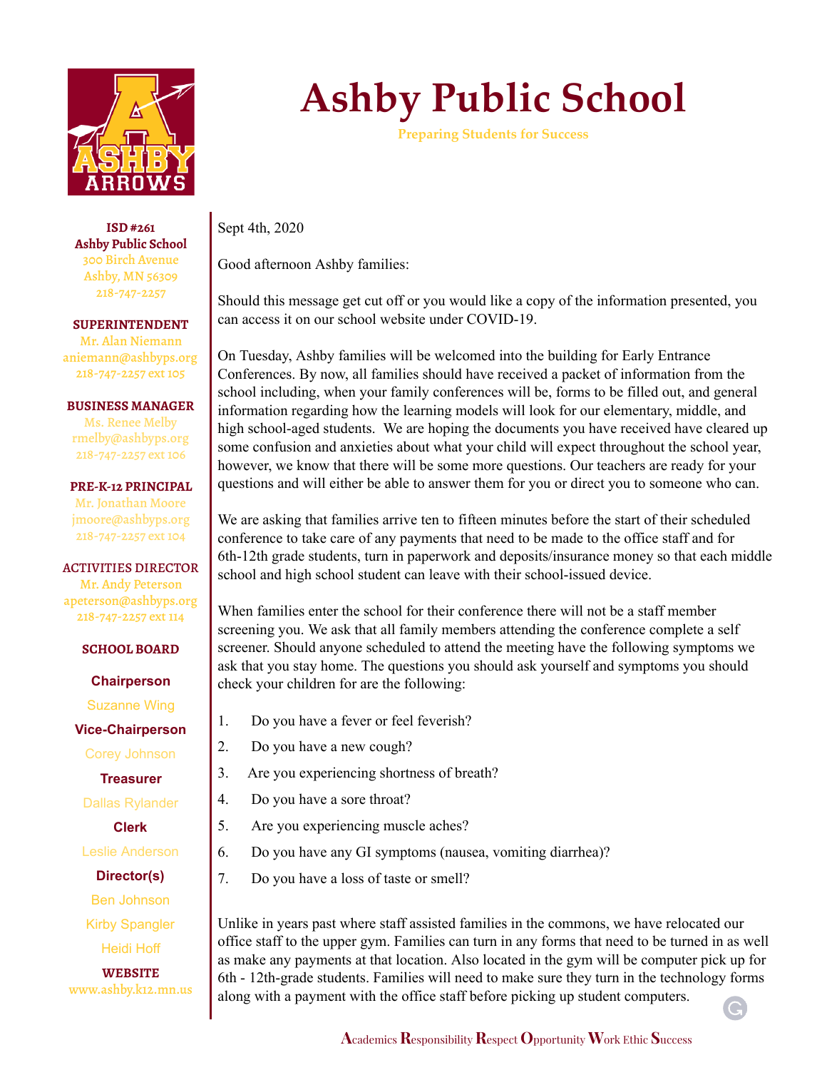# Ashby Public School

Preparing Students for Success

**ISD #261**
**Ashby Public School**
300 Birch Avenue
Ashby, MN 56309
218-747-2257

**SUPERINTENDENT**
Mr. Alan Niemann
aniemann@ashbyps.org
218-747-2257 ext 105

**BUSINESS MANAGER**
Ms. Renee Melby
rmelby@ashbyps.org
218-747-2257 ext 106

**PRE-K-12 PRINCIPAL**
Mr. Jonathan Moore
jmoore@ashbyps.org
218-747-2257 ext 104

**ACTIVITIES DIRECTOR**
Mr. Andy Peterson
apeterson@ashbyps.org
218-747-2257 ext 114

**SCHOOL BOARD**

**Chairperson**
Suzanne Wing

**Vice-Chairperson**
Corey Johnson

**Treasurer**
Dallas Rylander

**Clerk**
Leslie Anderson

**Director(s)**
Ben Johnson
Kirby Spangler
Heidi Hoff

**WEBSITE**
www.ashby.k12.mn.us

---

Sept 4th, 2020

Good afternoon Ashby families:

Should this message get cut off or you would like a copy of the information presented, you can access it on our school website under COVID-19.

On Tuesday, Ashby families will be welcomed into the building for Early Entrance Conferences. By now, all families should have received a packet of information from the school including, when your family conferences will be, forms to be filled out, and general information regarding how the learning models will look for our elementary, middle, and high school-aged students. We are hoping the documents you have received have cleared up some confusion and anxieties about what your child will expect throughout the school year, however, we know that there will be some more questions. Our teachers are ready for your questions and will either be able to answer them for you or direct you to someone who can.

We are asking that families arrive ten to fifteen minutes before the start of their scheduled conference to take care of any payments that need to be made to the office staff and for 6th-12th grade students, turn in paperwork and deposits/insurance money so that each middle school and high school student can leave with their school-issued device.

When families enter the school for their conference there will not be a staff member screening you. We ask that all family members attending the conference complete a self screener. Should anyone scheduled to attend the meeting have the following symptoms we ask that you stay home. The questions you should ask yourself and symptoms you should check your children for are the following:

1. Do you have a fever or feel feverish?
2. Do you have a new cough?
3. Are you experiencing shortness of breath?
4. Do you have a sore throat?
5. Are you experiencing muscle aches?
6. Do you have any GI symptoms (nausea, vomiting diarrhea)?
7. Do you have a loss of taste or smell?

Unlike in years past where staff assisted families in the commons, we have relocated our office staff to the upper gym. Families can turn in any forms that need to be turned in as well as make any payments at that location. Also located in the gym will be computer pick up for 6th - 12th-grade students. Families will need to make sure they turn in the technology forms along with a payment with the office staff before picking up student computers.

**A**cademics **R**esponsibility **R**espect **O**pportunity **W**ork Ethic **S**uccess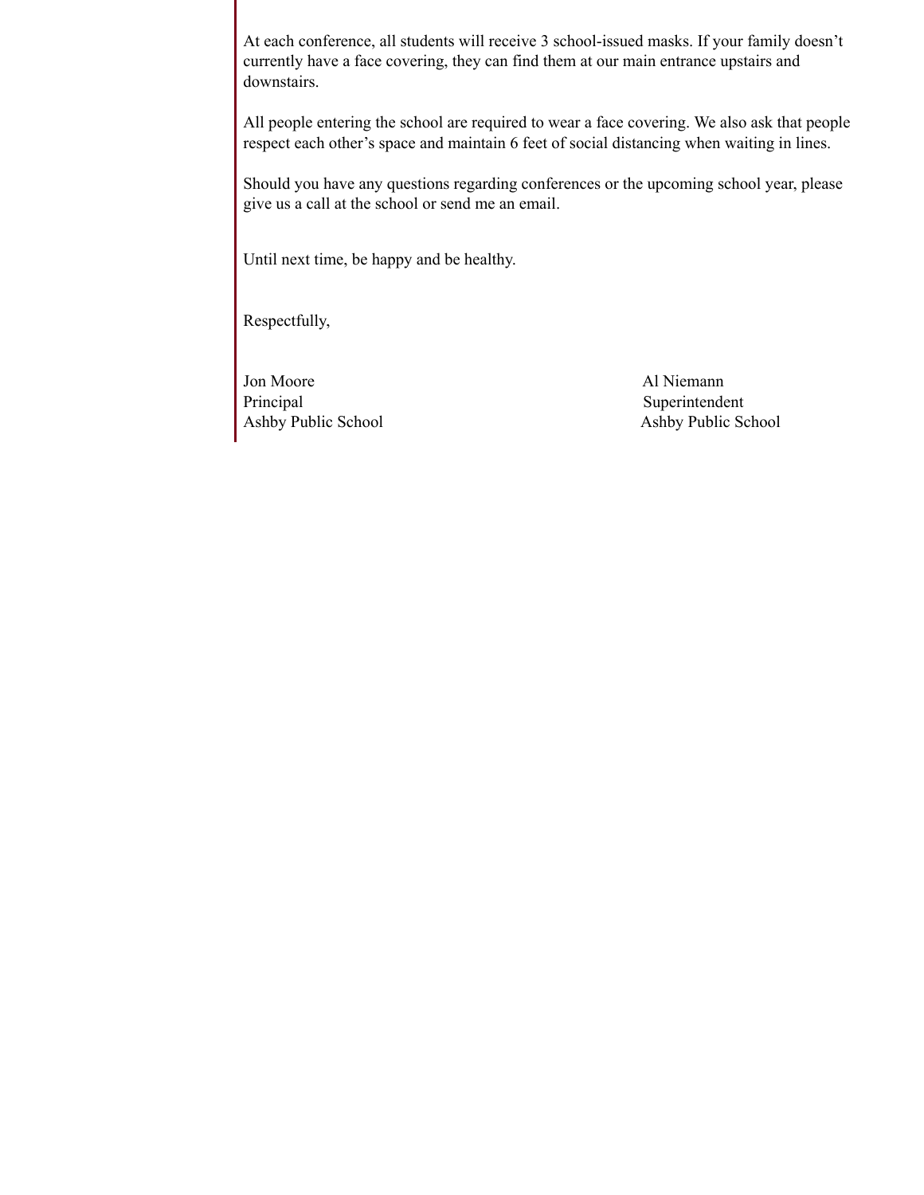At each conference, all students will receive 3 school-issued masks. If your family doesn't currently have a face covering, they can find them at our main entrance upstairs and downstairs.

All people entering the school are required to wear a face covering. We also ask that people respect each other's space and maintain 6 feet of social distancing when waiting in lines.

Should you have any questions regarding conferences or the upcoming school year, please give us a call at the school or send me an email.

Until next time, be happy and be healthy.

Respectfully,

Jon Moore
Principal
Ashby Public School

Al Niemann
Superintendent
Ashby Public School